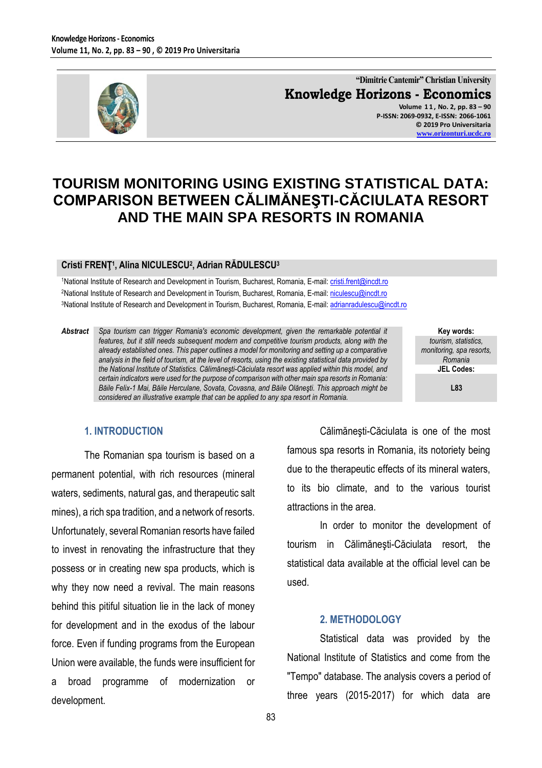# TOURISM MONITORING USING EXISTING STATISTICAL DATA: COMPARISON BETWEEN CĂLIMĂNEŞTI-CĂCIULATA RESORT AND THE MAIN SPA RESORTS IN ROMANIA

**Cristi FRENŢ[1], Alina NICULESCU[2], Adrian RĂDULESCU[3]**

[1]National Institute of Research and Development in Tourism, Bucharest, Romania, E-mail: cristi.frent@incdt.ro
[2]National Institute of Research and Development in Tourism, Bucharest, Romania, E-mail: niculescu@incdt.ro
[3]National Institute of Research and Development in Tourism, Bucharest, Romania, E-mail: adrianradulescu@incdt.ro

**Abstract** *Spa tourism can trigger Romania's economic development, given the remarkable potential it features, but it still needs subsequent modern and competitive tourism products, along with the already established ones. This paper outlines a model for monitoring and setting up a comparative analysis in the field of tourism, at the level of resorts, using the existing statistical data provided by the National Institute of Statistics. Călimăneşti-Căciulata resort was applied within this model, and certain indicators were used for the purpose of comparison with other main spa resorts in Romania: Băile Felix-1 Mai, Băile Herculane, Sovata, Covasna, and Băile Olăneşti. This approach might be considered an illustrative example that can be applied to any spa resort in Romania.*

**Key words:** *tourism, statistics, monitoring, spa resorts, Romania*

**JEL Codes:** L83

## 1. INTRODUCTION

The Romanian spa tourism is based on a permanent potential, with rich resources (mineral waters, sediments, natural gas, and therapeutic salt mines), a rich spa tradition, and a network of resorts. Unfortunately, several Romanian resorts have failed to invest in renovating the infrastructure that they possess or in creating new spa products, which is why they now need a revival. The main reasons behind this pitiful situation lie in the lack of money for development and in the exodus of the labour force. Even if funding programs from the European Union were available, the funds were insufficient for a broad programme of modernization or development.

Călimăneşti-Căciulata is one of the most famous spa resorts in Romania, its notoriety being due to the therapeutic effects of its mineral waters, to its bio climate, and to the various tourist attractions in the area.

In order to monitor the development of tourism in Călimăneşti-Căciulata resort, the statistical data available at the official level can be used.

## 2. METHODOLOGY

Statistical data was provided by the National Institute of Statistics and come from the "Tempo" database. The analysis covers a period of three years (2015-2017) for which data are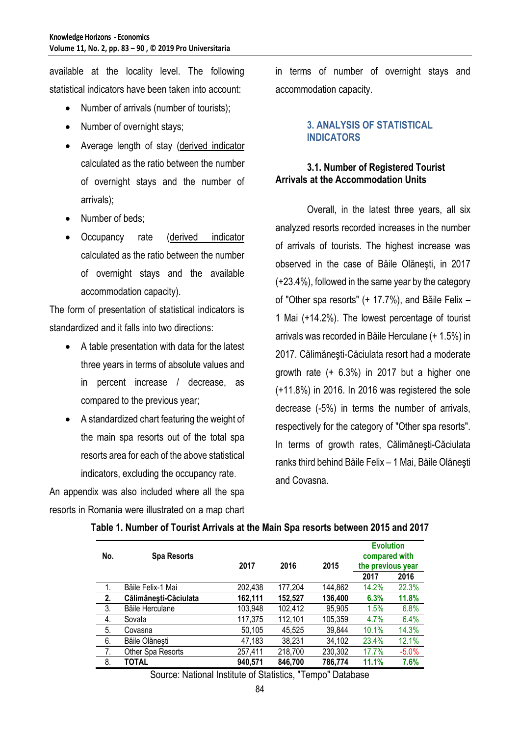available at the locality level. The following statistical indicators have been taken into account:

- Number of arrivals (number of tourists);
- Number of overnight stays;
- Average length of stay (derived indicator calculated as the ratio between the number of overnight stays and the number of arrivals);
- Number of beds;
- Occupancy rate (derived indicator calculated as the ratio between the number of overnight stays and the available accommodation capacity).

The form of presentation of statistical indicators is standardized and it falls into two directions:

- A table presentation with data for the latest three years in terms of absolute values and in percent increase / decrease, as compared to the previous year;
- A standardized chart featuring the weight of the main spa resorts out of the total spa resorts area for each of the above statistical indicators, excluding the occupancy rate.

An appendix was also included where all the spa resorts in Romania were illustrated on a map chart in terms of number of overnight stays and accommodation capacity.

## 3. ANALYSIS OF STATISTICAL INDICATORS

### 3.1. Number of Registered Tourist Arrivals at the Accommodation Units

Overall, in the latest three years, all six analyzed resorts recorded increases in the number of arrivals of tourists. The highest increase was observed in the case of Băile Olăneşti, in 2017 (+23.4%), followed in the same year by the category of "Other spa resorts" (+ 17.7%), and Băile Felix – 1 Mai (+14.2%). The lowest percentage of tourist arrivals was recorded in Băile Herculane (+ 1.5%) in 2017. Călimăneşti-Căciulata resort had a moderate growth rate (+ 6.3%) in 2017 but a higher one (+11.8%) in 2016. In 2016 was registered the sole decrease (-5%) in terms the number of arrivals, respectively for the category of "Other spa resorts". In terms of growth rates, Călimăneşti-Căciulata ranks third behind Băile Felix – 1 Mai, Băile Olăneşti and Covasna.

**Table 1. Number of Tourist Arrivals at the Main Spa resorts between 2015 and 2017**

| No. | Spa Resorts | 2017 | 2016 | 2015 | Evolution compared with the previous year | |
|---|---|---|---|---|---|---|
| | | | | | 2017 | 2016 |
| 1. | Băile Felix-1 Mai | 202,438 | 177,204 | 144,862 | 14.2% | 22.3% |
| **2.** | **Călimăneşti-Căciulata** | **162,111** | **152,527** | **136,400** | **6.3%** | **11.8%** |
| 3. | Băile Herculane | 103,948 | 102,412 | 95,905 | 1.5% | 6.8% |
| 4. | Sovata | 117,375 | 112,101 | 105,359 | 4.7% | 6.4% |
| 5. | Covasna | 50,105 | 45,525 | 39,844 | 10.1% | 14.3% |
| 6. | Băile Olăneşti | 47,183 | 38,231 | 34,102 | 23.4% | 12.1% |
| 7. | Other Spa Resorts | 257,411 | 218,700 | 230,302 | 17.7% | -5.0% |
| 8. | **TOTAL** | **940,571** | **846,700** | **786,774** | **11.1%** | **7.6%** |

Source: National Institute of Statistics, "Tempo" Database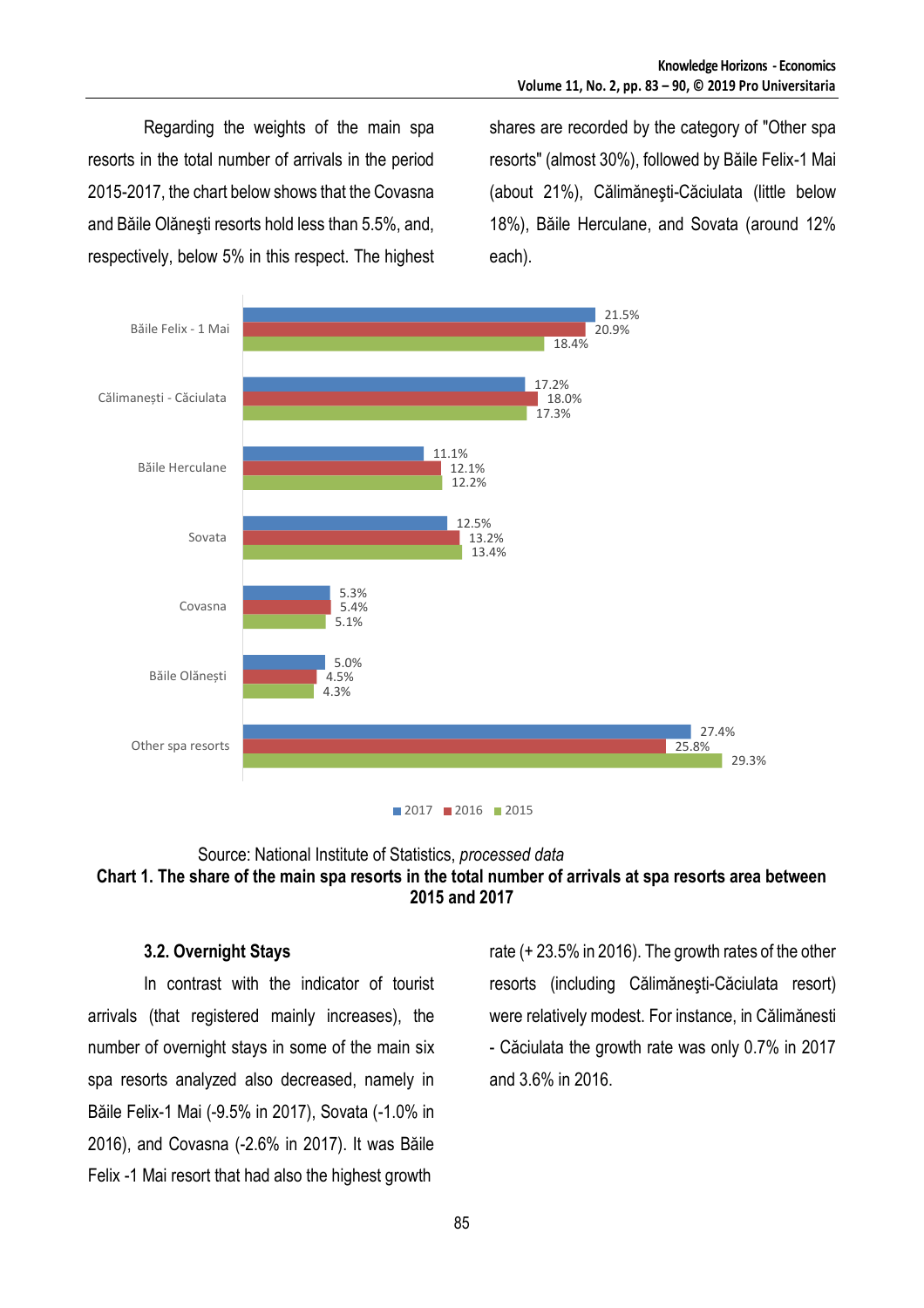Regarding the weights of the main spa resorts in the total number of arrivals in the period 2015-2017, the chart below shows that the Covasna and Băile Olăneşti resorts hold less than 5.5%, and, respectively, below 5% in this respect. The highest shares are recorded by the category of "Other spa resorts" (almost 30%), followed by Băile Felix-1 Mai (about 21%), Călimăneşti-Căciulata (little below 18%), Băile Herculane, and Sovata (around 12% each).

| | 2017 | 2016 | 2015 |
|---|---|---|---|
| Băile Felix - 1 Mai | 21.5% | 20.9% | 18.4% |
| Călimanești - Căciulata | 17.2% | 18.0% | 17.3% |
| Băile Herculane | 11.1% | 12.1% | 12.2% |
| Sovata | 12.5% | 13.2% | 13.4% |
| Covasna | 5.3% | 5.4% | 5.1% |
| Băile Olănești | 5.0% | 4.5% | 4.3% |
| Other spa resorts | 27.4% | 25.8% | 29.3% |

Source: National Institute of Statistics, *processed data*

**Chart 1. The share of the main spa resorts in the total number of arrivals at spa resorts area between 2015 and 2017**

### 3.2. Overnight Stays

In contrast with the indicator of tourist arrivals (that registered mainly increases), the number of overnight stays in some of the main six spa resorts analyzed also decreased, namely in Băile Felix-1 Mai (-9.5% in 2017), Sovata (-1.0% in 2016), and Covasna (-2.6% in 2017). It was Băile Felix -1 Mai resort that had also the highest growth rate (+ 23.5% in 2016). The growth rates of the other resorts (including Călimăneşti-Căciulata resort) were relatively modest. For instance, in Călimănesti - Căciulata the growth rate was only 0.7% in 2017 and 3.6% in 2016.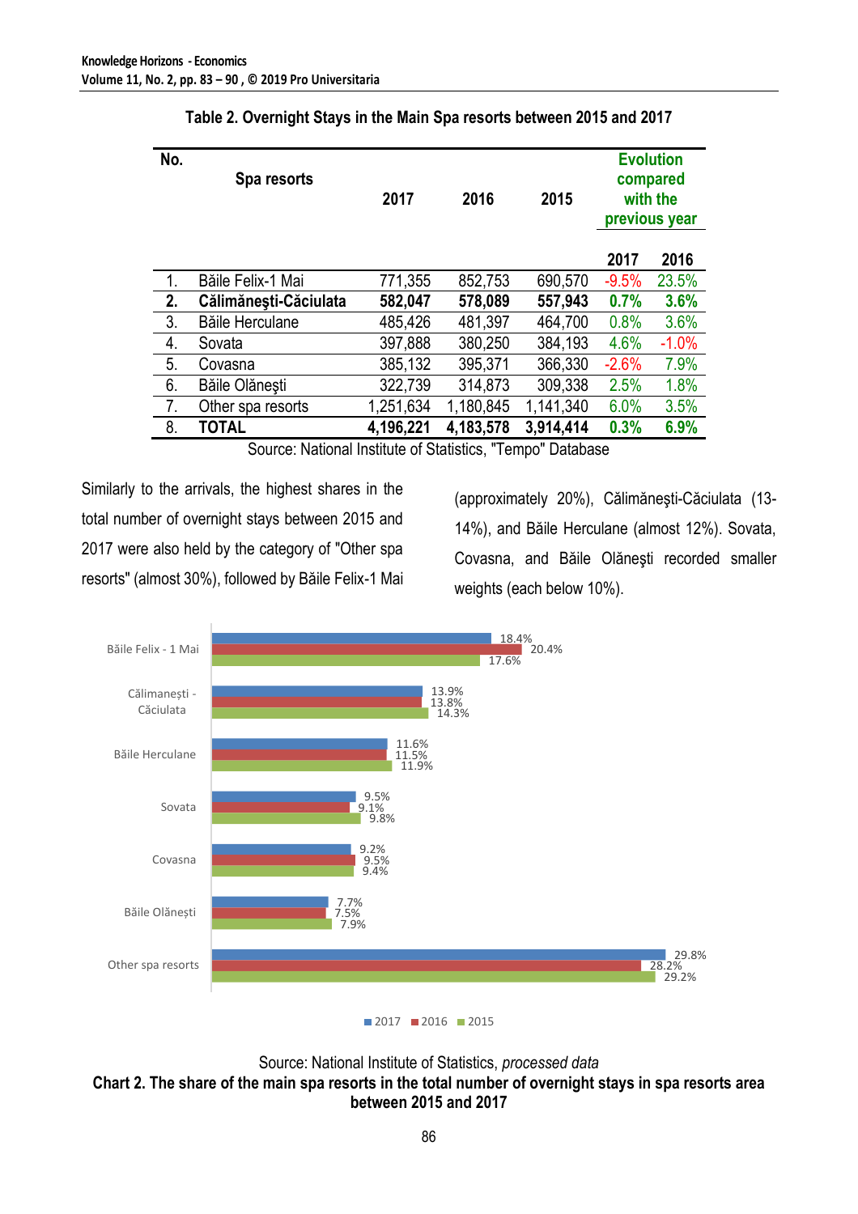**Table 2. Overnight Stays in the Main Spa resorts between 2015 and 2017**

| No. | Spa resorts | 2017 | 2016 | 2015 | Evolution compared with the previous year | |
|---|---|---|---|---|---|---|
| | | | | | 2017 | 2016 |
| 1. | Băile Felix-1 Mai | 771,355 | 852,753 | 690,570 | -9.5% | 23.5% |
| **2.** | **Călimăneşti-Căciulata** | **582,047** | **578,089** | **557,943** | **0.7%** | **3.6%** |
| 3. | Băile Herculane | 485,426 | 481,397 | 464,700 | 0.8% | 3.6% |
| 4. | Sovata | 397,888 | 380,250 | 384,193 | 4.6% | -1.0% |
| 5. | Covasna | 385,132 | 395,371 | 366,330 | -2.6% | 7.9% |
| 6. | Băile Olăneşti | 322,739 | 314,873 | 309,338 | 2.5% | 1.8% |
| 7. | Other spa resorts | 1,251,634 | 1,180,845 | 1,141,340 | 6.0% | 3.5% |
| 8. | **TOTAL** | **4,196,221** | **4,183,578** | **3,914,414** | **0.3%** | **6.9%** |

Source: National Institute of Statistics, "Tempo" Database

Similarly to the arrivals, the highest shares in the total number of overnight stays between 2015 and 2017 were also held by the category of "Other spa resorts" (almost 30%), followed by Băile Felix-1 Mai (approximately 20%), Călimăneşti-Căciulata (13-14%), and Băile Herculane (almost 12%). Sovata, Covasna, and Băile Olăneşti recorded smaller weights (each below 10%).

| Spa resort | 2017 | 2016 | 2015 |
|---|---|---|---|
| Băile Felix - 1 Mai | 18.4% | 20.4% | 17.6% |
| Călimanești - Căciulata | 13.9% | 13.8% | 14.3% |
| Băile Herculane | 11.6% | 11.5% | 11.9% |
| Sovata | 9.5% | 9.1% | 9.8% |
| Covasna | 9.2% | 9.5% | 9.4% |
| Băile Olănești | 7.7% | 7.5% | 7.9% |
| Other spa resorts | 29.8% | 28.2% | 29.2% |

Source: National Institute of Statistics, *processed data*

**Chart 2. The share of the main spa resorts in the total number of overnight stays in spa resorts area between 2015 and 2017**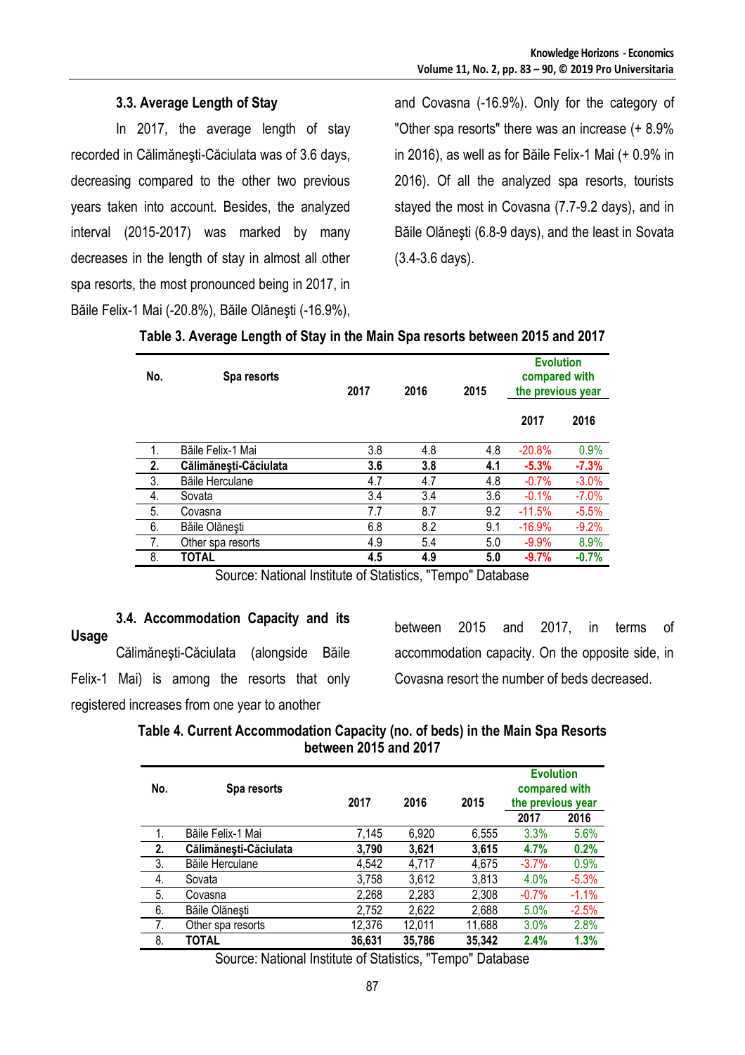### 3.3. Average Length of Stay

In 2017, the average length of stay recorded in Călimăneşti-Căciulata was of 3.6 days, decreasing compared to the other two previous years taken into account. Besides, the analyzed interval (2015-2017) was marked by many decreases in the length of stay in almost all other spa resorts, the most pronounced being in 2017, in Băile Felix-1 Mai (-20.8%), Băile Olăneşti (-16.9%), and Covasna (-16.9%). Only for the category of "Other spa resorts" there was an increase (+ 8.9% in 2016), as well as for Băile Felix-1 Mai (+ 0.9% in 2016). Of all the analyzed spa resorts, tourists stayed the most in Covasna (7.7-9.2 days), and in Băile Olăneşti (6.8-9 days), and the least in Sovata (3.4-3.6 days).

**Table 3. Average Length of Stay in the Main Spa resorts between 2015 and 2017**

| No. | Spa resorts | 2017 | 2016 | 2015 | Evolution compared with the previous year | |
|---|---|---|---|---|---|---|
| | | | | | 2017 | 2016 |
| 1. | Băile Felix-1 Mai | 3.8 | 4.8 | 4.8 | -20.8% | 0.9% |
| **2.** | **Călimăneşti-Căciulata** | **3.6** | **3.8** | **4.1** | **-5.3%** | **-7.3%** |
| 3. | Băile Herculane | 4.7 | 4.7 | 4.8 | -0.7% | -3.0% |
| 4. | Sovata | 3.4 | 3.4 | 3.6 | -0.1% | -7.0% |
| 5. | Covasna | 7.7 | 8.7 | 9.2 | -11.5% | -5.5% |
| 6. | Băile Olăneşti | 6.8 | 8.2 | 9.1 | -16.9% | -9.2% |
| 7. | Other spa resorts | 4.9 | 5.4 | 5.0 | -9.9% | 8.9% |
| 8. | **TOTAL** | **4.5** | **4.9** | **5.0** | **-9.7%** | **-0.7%** |

Source: National Institute of Statistics, "Tempo" Database

### 3.4. Accommodation Capacity and its Usage

Călimăneşti-Căciulata (alongside Băile Felix-1 Mai) is among the resorts that only registered increases from one year to another between 2015 and 2017, in terms of accommodation capacity. On the opposite side, in Covasna resort the number of beds decreased.

**Table 4. Current Accommodation Capacity (no. of beds) in the Main Spa Resorts between 2015 and 2017**

| No. | Spa resorts | 2017 | 2016 | 2015 | Evolution compared with the previous year | |
|---|---|---|---|---|---|---|
| | | | | | 2017 | 2016 |
| 1. | Băile Felix-1 Mai | 7,145 | 6,920 | 6,555 | 3.3% | 5.6% |
| **2.** | **Călimăneşti-Căciulata** | **3,790** | **3,621** | **3,615** | **4.7%** | **0.2%** |
| 3. | Băile Herculane | 4,542 | 4,717 | 4,675 | -3.7% | 0.9% |
| 4. | Sovata | 3,758 | 3,612 | 3,813 | 4.0% | -5.3% |
| 5. | Covasna | 2,268 | 2,283 | 2,308 | -0.7% | -1.1% |
| 6. | Băile Olăneşti | 2,752 | 2,622 | 2,688 | 5.0% | -2.5% |
| 7. | Other spa resorts | 12,376 | 12,011 | 11,688 | 3.0% | 2.8% |
| 8. | **TOTAL** | **36,631** | **35,786** | **35,342** | **2.4%** | **1.3%** |

Source: National Institute of Statistics, "Tempo" Database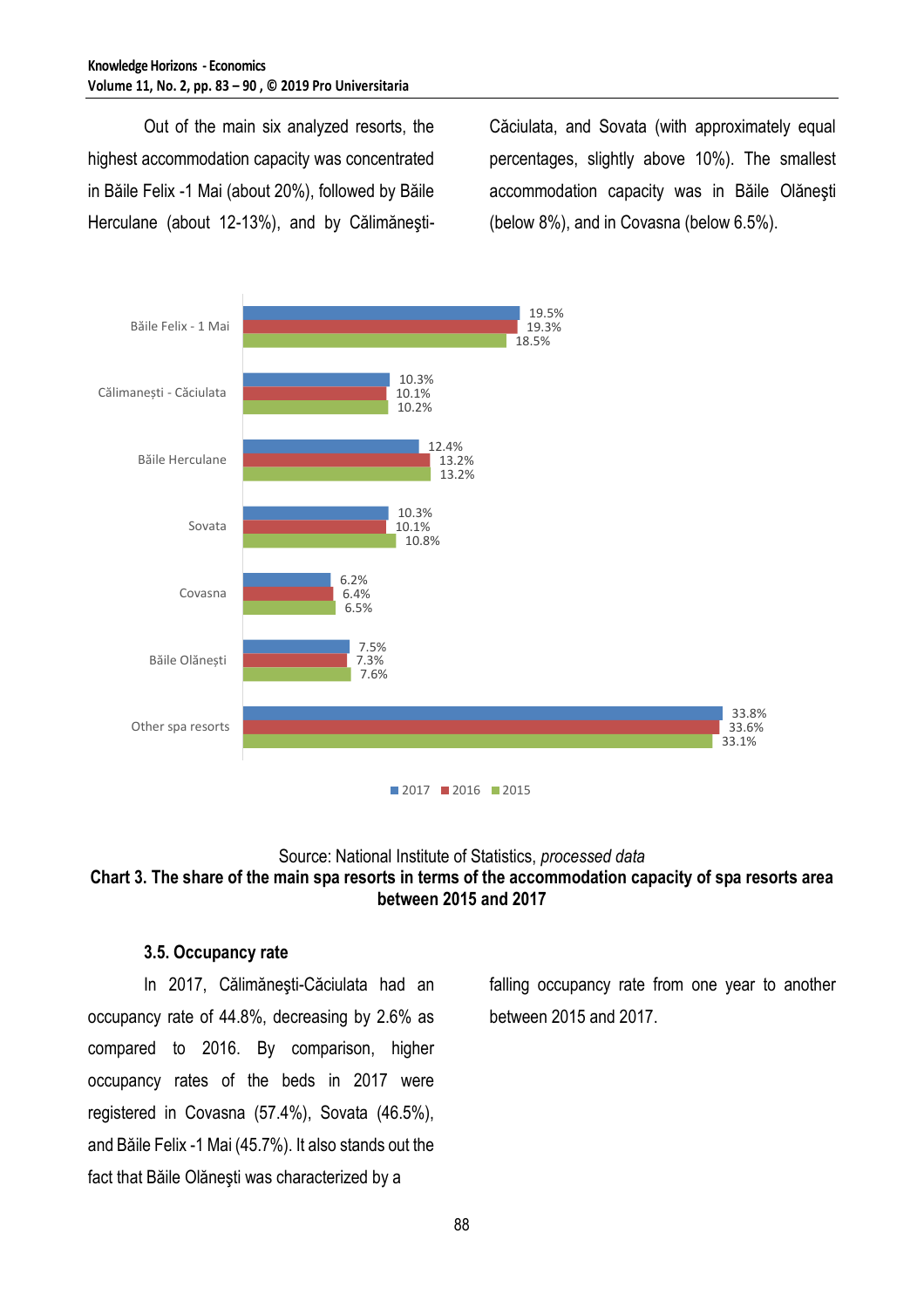Out of the main six analyzed resorts, the highest accommodation capacity was concentrated in Băile Felix -1 Mai (about 20%), followed by Băile Herculane (about 12-13%), and by Călimăneşti-Căciulata, and Sovata (with approximately equal percentages, slightly above 10%). The smallest accommodation capacity was in Băile Olăneşti (below 8%), and in Covasna (below 6.5%).

| | 2017 | 2016 | 2015 |
|---|---|---|---|
| Băile Felix - 1 Mai | 19.5% | 19.3% | 18.5% |
| Călimaneşti - Căciulata | 10.3% | 10.1% | 10.2% |
| Băile Herculane | 12.4% | 13.2% | 13.2% |
| Sovata | 10.3% | 10.1% | 10.8% |
| Covasna | 6.2% | 6.4% | 6.5% |
| Băile Olăneşti | 7.5% | 7.3% | 7.6% |
| Other spa resorts | 33.8% | 33.6% | 33.1% |

Source: National Institute of Statistics, *processed data*

**Chart 3. The share of the main spa resorts in terms of the accommodation capacity of spa resorts area between 2015 and 2017**

### 3.5. Occupancy rate

In 2017, Călimăneşti-Căciulata had an occupancy rate of 44.8%, decreasing by 2.6% as compared to 2016. By comparison, higher occupancy rates of the beds in 2017 were registered in Covasna (57.4%), Sovata (46.5%), and Băile Felix -1 Mai (45.7%). It also stands out the fact that Băile Olăneşti was characterized by a falling occupancy rate from one year to another between 2015 and 2017.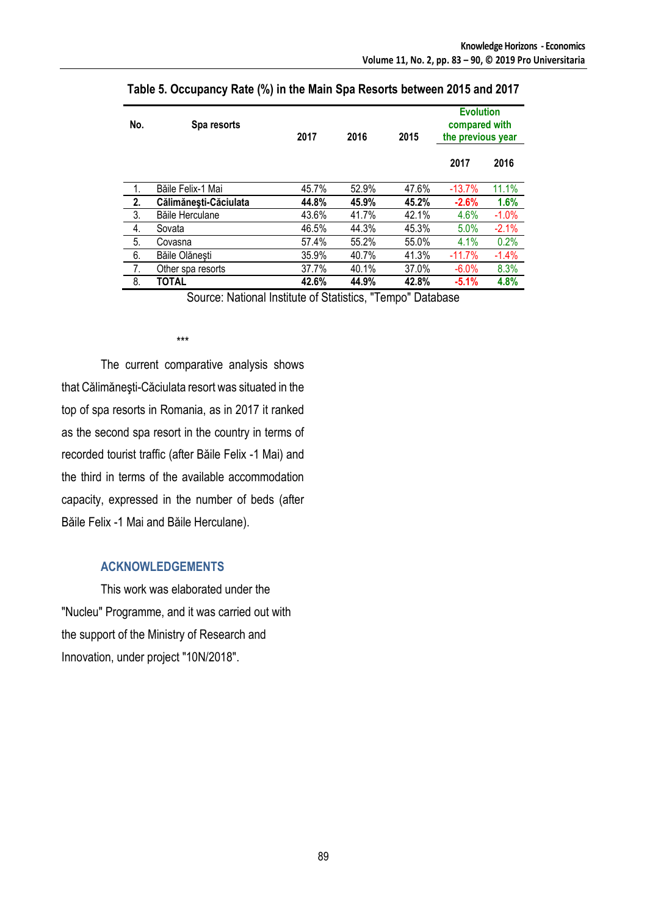**Table 5. Occupancy Rate (%) in the Main Spa Resorts between 2015 and 2017**

| No. | Spa resorts | 2017 | 2016 | 2015 | Evolution compared with the previous year | |
|---|---|---|---|---|---|---|
| | | | | | 2017 | 2016 |
| 1. | Băile Felix-1 Mai | 45.7% | 52.9% | 47.6% | -13.7% | 11.1% |
| **2.** | **Călimăneşti-Căciulata** | **44.8%** | **45.9%** | **45.2%** | **-2.6%** | **1.6%** |
| 3. | Băile Herculane | 43.6% | 41.7% | 42.1% | 4.6% | -1.0% |
| 4. | Sovata | 46.5% | 44.3% | 45.3% | 5.0% | -2.1% |
| 5. | Covasna | 57.4% | 55.2% | 55.0% | 4.1% | 0.2% |
| 6. | Băile Olăneşti | 35.9% | 40.7% | 41.3% | -11.7% | -1.4% |
| 7. | Other spa resorts | 37.7% | 40.1% | 37.0% | -6.0% | 8.3% |
| 8. | **TOTAL** | **42.6%** | **44.9%** | **42.8%** | **-5.1%** | **4.8%** |

Source: National Institute of Statistics, "Tempo" Database

***

The current comparative analysis shows that Călimăneşti-Căciulata resort was situated in the top of spa resorts in Romania, as in 2017 it ranked as the second spa resort in the country in terms of recorded tourist traffic (after Băile Felix -1 Mai) and the third in terms of the available accommodation capacity, expressed in the number of beds (after Băile Felix -1 Mai and Băile Herculane).

## ACKNOWLEDGEMENTS

This work was elaborated under the "Nucleu" Programme, and it was carried out with the support of the Ministry of Research and Innovation, under project "10N/2018".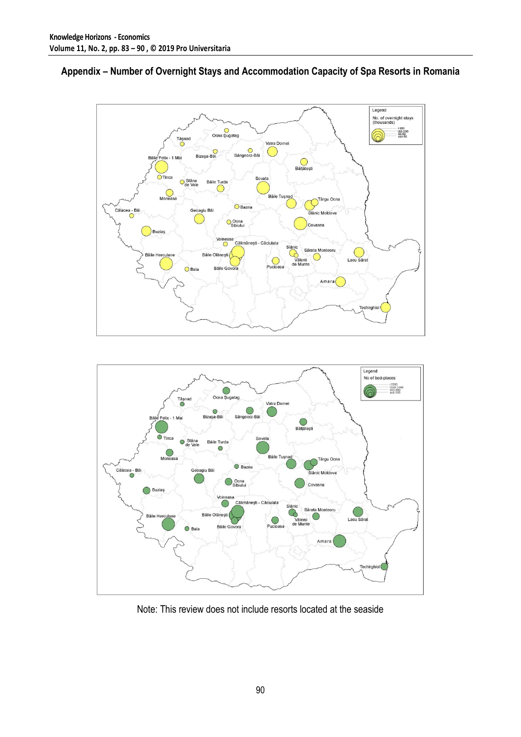## Appendix – Number of Overnight Stays and Accommodation Capacity of Spa Resorts in Romania

Legend
No. of overnight stays (thousands)
>300
100-299
50-99
sub 50

Tășnad
Ocna Șugatag
Vatra Dornei
Băile Felix - 1 Mai
Bizușa-Băi
Sângeorz-Băi
Bălțătești
Tinca
Stâna de Vale
Băile Turda
Sovata
Moneasa
Băile Tușnad
Târgu Ocna
Bazna
Călacea - Băi
Geoagiu Băi
Slănic Moldova
Ocna Sibiului
Covasna
Buziaș
Voineasa
Călimănești - Căciulata
Slănic
Sărata Monteoru
Băile Herculane
Băile Olănești
Vălenii de Munte
Lacu Sărat
Bala
Băile Govora
Pucioasa
Amara
Techirghiol

Legend
No of bed-places
>2500
1000-2499
500-999
sub 500

Tășnad
Ocna Șugatag
Vatra Dornei
Băile Felix - 1 Mai
Bizușa-Băi
Sângeorz-Băi
Bălțătești
Tinca
Stâna de Vale
Băile Turda
Sovata
Moneasa
Băile Tușnad
Târgu Ocna
Bazna
Călacea - Băi
Geoagiu Băi
Slănic Moldova
Ocna Sibiului
Covasna
Buziaș
Voineasa
Călimănești - Căciulata
Slănic
Sărata Monteoru
Băile Herculane
Băile Olănești
Vălenii de Munte
Lacu Sărat
Bala
Băile Govora
Pucioasa
Amara
Techirghiol

Note: This review does not include resorts located at the seaside